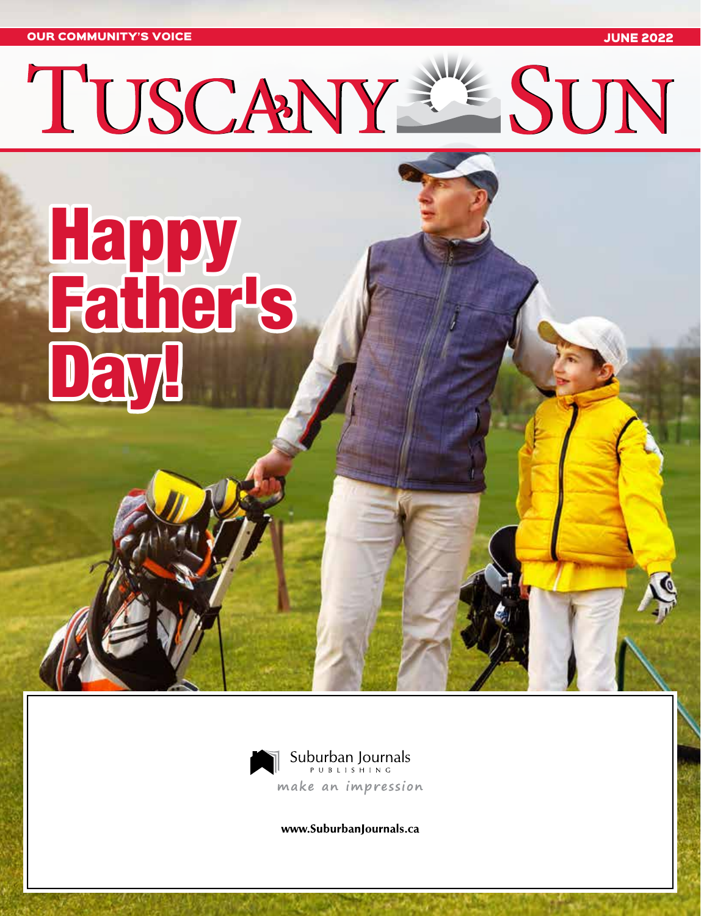OUR COMMUNITY'S VOICE

JUNE 2022

# TUSCANY SUN

## Happy Father's Day!

Suburban Journals PUBLISHING

*make an impression*

**www.SuburbanJournals.ca**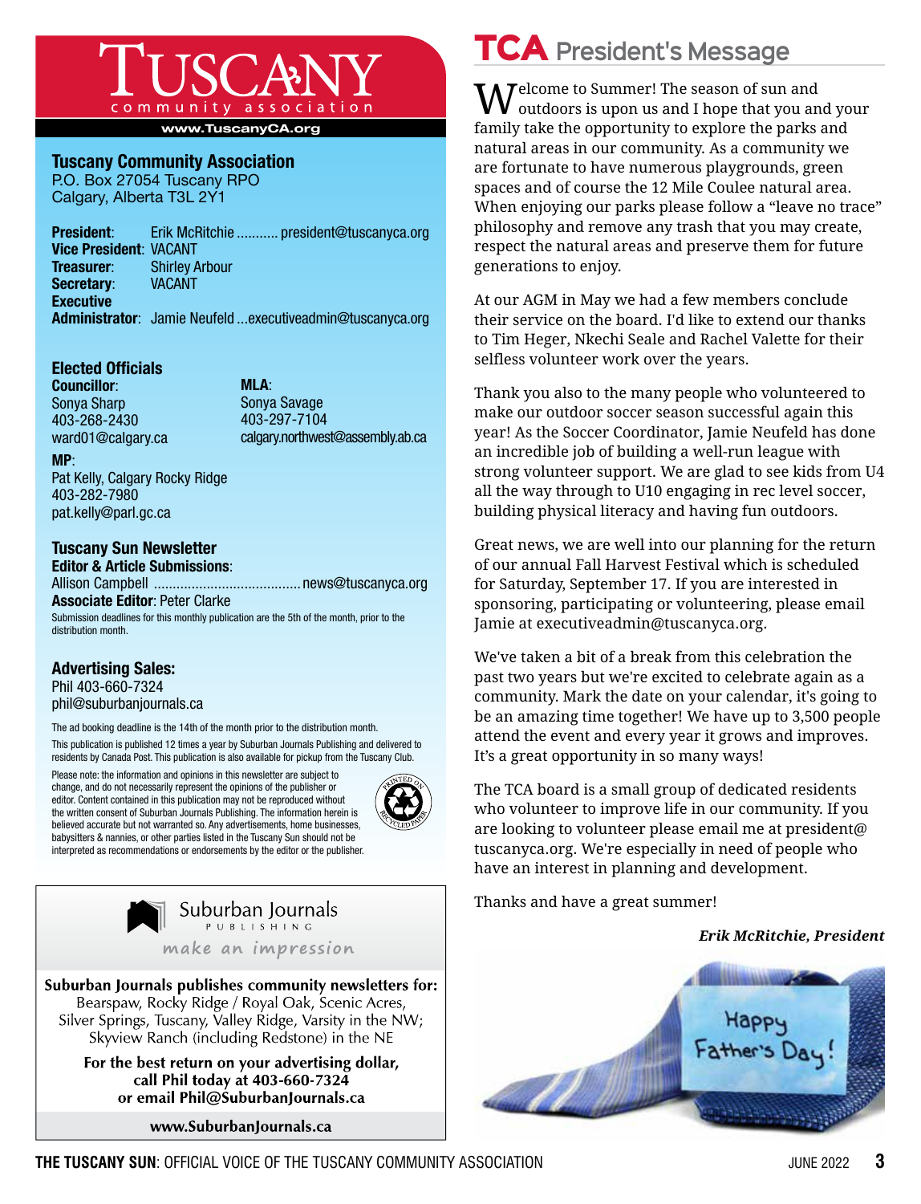# TUSCANY community association

www.TuscanyCA.org

**Tuscany Community Association**
P.O. Box 27054 Tuscany RPO
Calgary, Alberta T3L 2Y1

**President**: Erik McRitchie ........... president@tuscanyca.org
**Vice President**: VACANT
**Treasurer**: Shirley Arbour
**Secretary**: VACANT
**Executive Administrator**: Jamie Neufeld ...executiveadmin@tuscanyca.org

## Elected Officials

**Councillor**:
Sonya Sharp
403-268-2430
ward01@calgary.ca

**MLA**:
Sonya Savage
403-297-7104
calgary.northwest@assembly.ab.ca

**MP**:
Pat Kelly, Calgary Rocky Ridge
403-282-7980
pat.kelly@parl.gc.ca

## Tuscany Sun Newsletter

**Editor & Article Submissions**:
Allison Campbell ...................................... news@tuscanyca.org
**Associate Editor**: Peter Clarke

Submission deadlines for this monthly publication are the 5th of the month, prior to the distribution month.

## Advertising Sales:

Phil 403-660-7324
phil@suburbanjournals.ca

The ad booking deadline is the 14th of the month prior to the distribution month.

This publication is published 12 times a year by Suburban Journals Publishing and delivered to residents by Canada Post. This publication is also available for pickup from the Tuscany Club.

Please note: the information and opinions in this newsletter are subject to change, and do not necessarily represent the opinions of the publisher or editor. Content contained in this publication may not be reproduced without the written consent of Suburban Journals Publishing. The information herein is believed accurate but not warranted so. Any advertisements, home businesses, babysitters & nannies, or other parties listed in the Tuscany Sun should not be interpreted as recommendations or endorsements by the editor or the publisher.

Printed on recycled paper

---

Suburban Journals PUBLISHING
*make an impression*

**Suburban Journals publishes community newsletters for:**
Bearspaw, Rocky Ridge / Royal Oak, Scenic Acres, Silver Springs, Tuscany, Valley Ridge, Varsity in the NW; Skyview Ranch (including Redstone) in the NE

**For the best return on your advertising dollar, call Phil today at 403-660-7324 or email Phil@SuburbanJournals.ca**

**www.SuburbanJournals.ca**

---

# TCA President's Message

Welcome to Summer! The season of sun and outdoors is upon us and I hope that you and your family take the opportunity to explore the parks and natural areas in our community. As a community we are fortunate to have numerous playgrounds, green spaces and of course the 12 Mile Coulee natural area. When enjoying our parks please follow a "leave no trace" philosophy and remove any trash that you may create, respect the natural areas and preserve them for future generations to enjoy.

At our AGM in May we had a few members conclude their service on the board. I'd like to extend our thanks to Tim Heger, Nkechi Seale and Rachel Valette for their selfless volunteer work over the years.

Thank you also to the many people who volunteered to make our outdoor soccer season successful again this year! As the Soccer Coordinator, Jamie Neufeld has done an incredible job of building a well-run league with strong volunteer support. We are glad to see kids from U4 all the way through to U10 engaging in rec level soccer, building physical literacy and having fun outdoors.

Great news, we are well into our planning for the return of our annual Fall Harvest Festival which is scheduled for Saturday, September 17. If you are interested in sponsoring, participating or volunteering, please email Jamie at executiveadmin@tuscanyca.org.

We've taken a bit of a break from this celebration the past two years but we're excited to celebrate again as a community. Mark the date on your calendar, it's going to be an amazing time together! We have up to 3,500 people attend the event and every year it grows and improves. It's a great opportunity in so many ways!

The TCA board is a small group of dedicated residents who volunteer to improve life in our community. If you are looking to volunteer please email me at president@tuscanyca.org. We're especially in need of people who have an interest in planning and development.

Thanks and have a great summer!

***Erik McRitchie, President***

Happy Father's Day!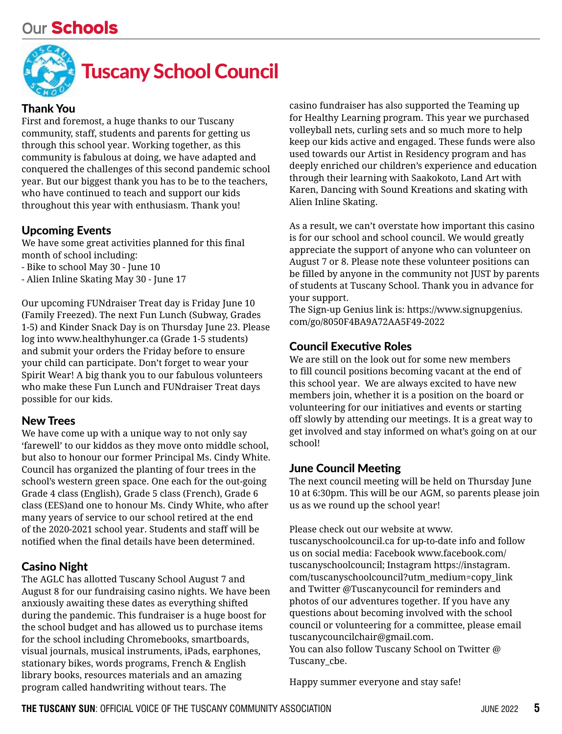# Our Schools

## Tuscany School Council

### Thank You

First and foremost, a huge thanks to our Tuscany community, staff, students and parents for getting us through this school year. Working together, as this community is fabulous at doing, we have adapted and conquered the challenges of this second pandemic school year. But our biggest thank you has to be to the teachers, who have continued to teach and support our kids throughout this year with enthusiasm. Thank you!

### Upcoming Events

We have some great activities planned for this final month of school including:

- Bike to school May 30 - June 10
- Alien Inline Skating May 30 - June 17

Our upcoming FUNdraiser Treat day is Friday June 10 (Family Freezed). The next Fun Lunch (Subway, Grades 1-5) and Kinder Snack Day is on Thursday June 23. Please log into www.healthyhunger.ca (Grade 1-5 students) and submit your orders the Friday before to ensure your child can participate. Don't forget to wear your Spirit Wear! A big thank you to our fabulous volunteers who make these Fun Lunch and FUNdraiser Treat days possible for our kids.

### New Trees

We have come up with a unique way to not only say 'farewell' to our kiddos as they move onto middle school, but also to honour our former Principal Ms. Cindy White. Council has organized the planting of four trees in the school's western green space. One each for the out-going Grade 4 class (English), Grade 5 class (French), Grade 6 class (EES)and one to honour Ms. Cindy White, who after many years of service to our school retired at the end of the 2020-2021 school year. Students and staff will be notified when the final details have been determined.

### Casino Night

The AGLC has allotted Tuscany School August 7 and August 8 for our fundraising casino nights. We have been anxiously awaiting these dates as everything shifted during the pandemic. This fundraiser is a huge boost for the school budget and has allowed us to purchase items for the school including Chromebooks, smartboards, visual journals, musical instruments, iPads, earphones, stationary bikes, words programs, French & English library books, resources materials and an amazing program called handwriting without tears. The casino fundraiser has also supported the Teaming up for Healthy Learning program. This year we purchased volleyball nets, curling sets and so much more to help keep our kids active and engaged. These funds were also used towards our Artist in Residency program and has deeply enriched our children's experience and education through their learning with Saakokoto, Land Art with Karen, Dancing with Sound Kreations and skating with Alien Inline Skating.

As a result, we can't overstate how important this casino is for our school and school council. We would greatly appreciate the support of anyone who can volunteer on August 7 or 8. Please note these volunteer positions can be filled by anyone in the community not JUST by parents of students at Tuscany School. Thank you in advance for your support.
The Sign-up Genius link is: https://www.signupgenius.com/go/8050F4BA9A72AA5F49-2022

### Council Executive Roles

We are still on the look out for some new members to fill council positions becoming vacant at the end of this school year. We are always excited to have new members join, whether it is a position on the board or volunteering for our initiatives and events or starting off slowly by attending our meetings. It is a great way to get involved and stay informed on what's going on at our school!

### June Council Meeting

The next council meeting will be held on Thursday June 10 at 6:30pm. This will be our AGM, so parents please join us as we round up the school year!

Please check out our website at www.tuscanyschoolcouncil.ca for up-to-date info and follow us on social media: Facebook www.facebook.com/tuscanyschoolcouncil; Instagram https://instagram.com/tuscanyschoolcouncil?utm_medium=copy_link and Twitter @Tuscanycouncil for reminders and photos of our adventures together. If you have any questions about becoming involved with the school council or volunteering for a committee, please email tuscanycouncilchair@gmail.com.
You can also follow Tuscany School on Twitter @Tuscany_cbe.

Happy summer everyone and stay safe!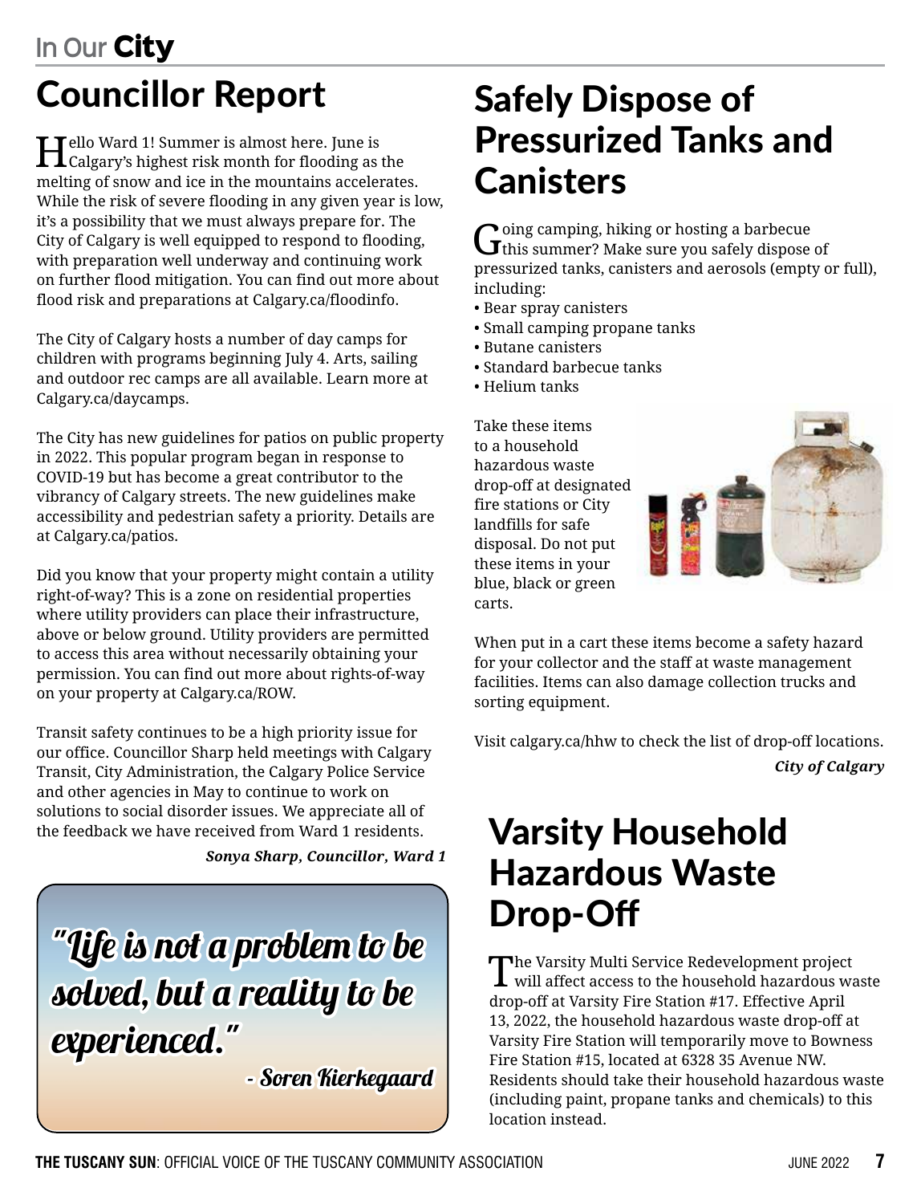# Councillor Report

Hello Ward 1! Summer is almost here. June is Calgary's highest risk month for flooding as the melting of snow and ice in the mountains accelerates. While the risk of severe flooding in any given year is low, it's a possibility that we must always prepare for. The City of Calgary is well equipped to respond to flooding, with preparation well underway and continuing work on further flood mitigation. You can find out more about flood risk and preparations at Calgary.ca/floodinfo.

The City of Calgary hosts a number of day camps for children with programs beginning July 4. Arts, sailing and outdoor rec camps are all available. Learn more at Calgary.ca/daycamps.

The City has new guidelines for patios on public property in 2022. This popular program began in response to COVID-19 but has become a great contributor to the vibrancy of Calgary streets. The new guidelines make accessibility and pedestrian safety a priority. Details are at Calgary.ca/patios.

Did you know that your property might contain a utility right-of-way? This is a zone on residential properties where utility providers can place their infrastructure, above or below ground. Utility providers are permitted to access this area without necessarily obtaining your permission. You can find out more about rights-of-way on your property at Calgary.ca/ROW.

Transit safety continues to be a high priority issue for our office. Councillor Sharp held meetings with Calgary Transit, City Administration, the Calgary Police Service and other agencies in May to continue to work on solutions to social disorder issues. We appreciate all of the feedback we have received from Ward 1 residents.

***Sonya Sharp, Councillor, Ward 1***

> "Life is not a problem to be solved, but a reality to be experienced."
>
> - Soren Kierkegaard

# Safely Dispose of Pressurized Tanks and Canisters

Going camping, hiking or hosting a barbecue this summer? Make sure you safely dispose of pressurized tanks, canisters and aerosols (empty or full), including:

- Bear spray canisters
- Small camping propane tanks
- Butane canisters
- Standard barbecue tanks
- Helium tanks

Take these items to a household hazardous waste drop-off at designated fire stations or City landfills for safe disposal. Do not put these items in your blue, black or green carts.

When put in a cart these items become a safety hazard for your collector and the staff at waste management facilities. Items can also damage collection trucks and sorting equipment.

Visit calgary.ca/hhw to check the list of drop-off locations.

***City of Calgary***

# Varsity Household Hazardous Waste Drop-Off

The Varsity Multi Service Redevelopment project will affect access to the household hazardous waste drop-off at Varsity Fire Station #17. Effective April 13, 2022, the household hazardous waste drop-off at Varsity Fire Station will temporarily move to Bowness Fire Station #15, located at 6328 35 Avenue NW. Residents should take their household hazardous waste (including paint, propane tanks and chemicals) to this location instead.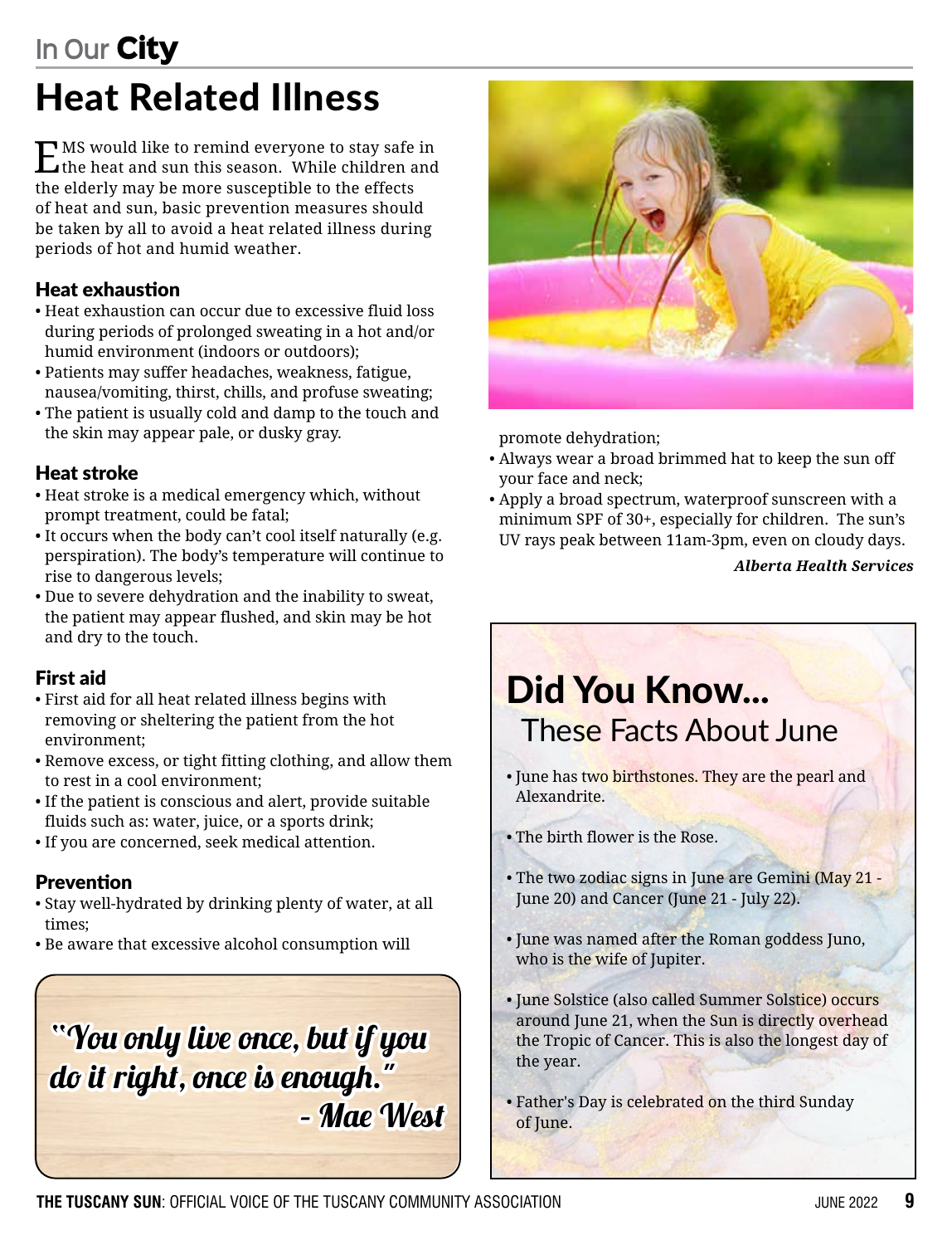In Our **City**

# Heat Related Illness

EMS would like to remind everyone to stay safe in the heat and sun this season. While children and the elderly may be more susceptible to the effects of heat and sun, basic prevention measures should be taken by all to avoid a heat related illness during periods of hot and humid weather.

### Heat exhaustion

- Heat exhaustion can occur due to excessive fluid loss during periods of prolonged sweating in a hot and/or humid environment (indoors or outdoors);
- Patients may suffer headaches, weakness, fatigue, nausea/vomiting, thirst, chills, and profuse sweating;
- The patient is usually cold and damp to the touch and the skin may appear pale, or dusky gray.

### Heat stroke

- Heat stroke is a medical emergency which, without prompt treatment, could be fatal;
- It occurs when the body can't cool itself naturally (e.g. perspiration). The body's temperature will continue to rise to dangerous levels;
- Due to severe dehydration and the inability to sweat, the patient may appear flushed, and skin may be hot and dry to the touch.

### First aid

- First aid for all heat related illness begins with removing or sheltering the patient from the hot environment;
- Remove excess, or tight fitting clothing, and allow them to rest in a cool environment;
- If the patient is conscious and alert, provide suitable fluids such as: water, juice, or a sports drink;
- If you are concerned, seek medical attention.

### Prevention

- Stay well-hydrated by drinking plenty of water, at all times;
- Be aware that excessive alcohol consumption will promote dehydration;
- Always wear a broad brimmed hat to keep the sun off your face and neck;
- Apply a broad spectrum, waterproof sunscreen with a minimum SPF of 30+, especially for children. The sun's UV rays peak between 11am-3pm, even on cloudy days.

***Alberta Health Services***

*"You only live once, but if you do it right, once is enough."*
*- Mae West*

## Did You Know...
### These Facts About June

- June has two birthstones. They are the pearl and Alexandrite.
- The birth flower is the Rose.
- The two zodiac signs in June are Gemini (May 21 - June 20) and Cancer (June 21 - July 22).
- June was named after the Roman goddess Juno, who is the wife of Jupiter.
- June Solstice (also called Summer Solstice) occurs around June 21, when the Sun is directly overhead the Tropic of Cancer. This is also the longest day of the year.
- Father's Day is celebrated on the third Sunday of June.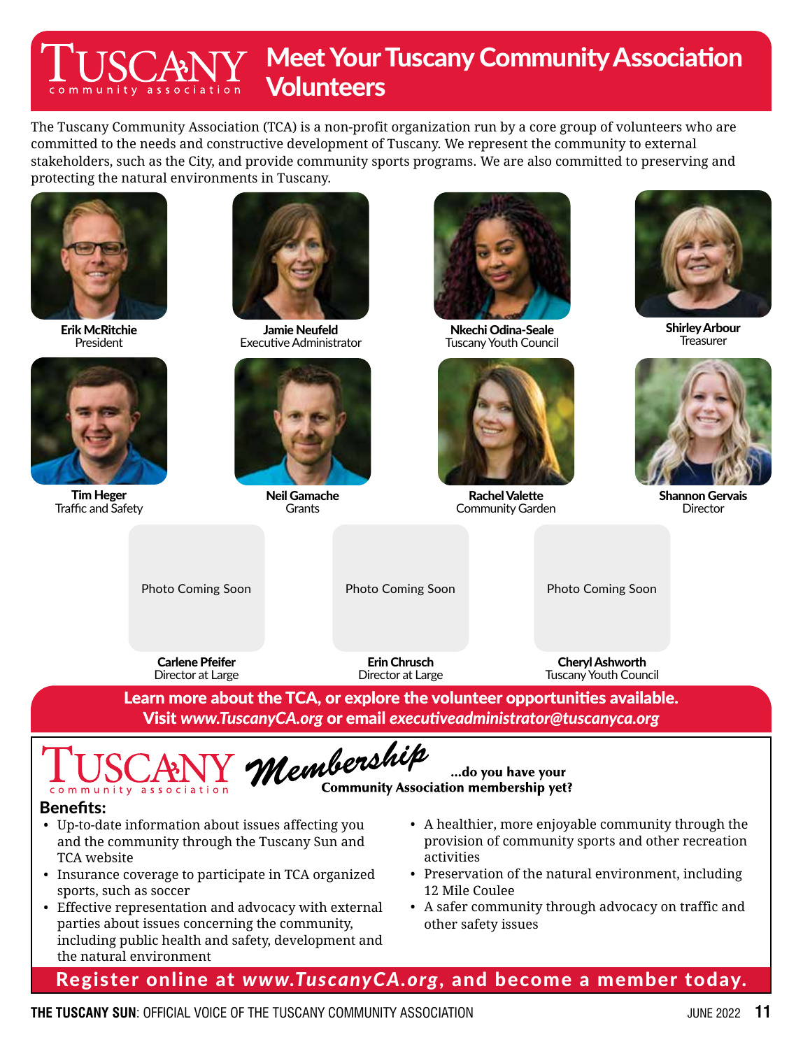# Meet Your Tuscany Community Association Volunteers

The Tuscany Community Association (TCA) is a non-profit organization run by a core group of volunteers who are committed to the needs and constructive development of Tuscany. We represent the community to external stakeholders, such as the City, and provide community sports programs. We are also committed to preserving and protecting the natural environments in Tuscany.

**Erik McRitchie**
President

**Jamie Neufeld**
Executive Administrator

**Nkechi Odina-Seale**
Tuscany Youth Council

**Shirley Arbour**
Treasurer

**Tim Heger**
Traffic and Safety

**Neil Gamache**
Grants

**Rachel Valette**
Community Garden

**Shannon Gervais**
Director

Photo Coming Soon

**Carlene Pfeifer**
Director at Large

Photo Coming Soon

**Erin Chrusch**
Director at Large

Photo Coming Soon

**Cheryl Ashworth**
Tuscany Youth Council

**Learn more about the TCA, or explore the volunteer opportunities available. Visit *www.TuscanyCA.org* or email *executiveadministrator@tuscanyca.org***

## Tuscany Community Association Membership

**...do you have your Community Association membership yet?**

**Benefits:**

- Up-to-date information about issues affecting you and the community through the Tuscany Sun and TCA website
- Insurance coverage to participate in TCA organized sports, such as soccer
- Effective representation and advocacy with external parties about issues concerning the community, including public health and safety, development and the natural environment
- A healthier, more enjoyable community through the provision of community sports and other recreation activities
- Preservation of the natural environment, including 12 Mile Coulee
- A safer community through advocacy on traffic and other safety issues

**Register online at *www.TuscanyCA.org*, and become a member today.**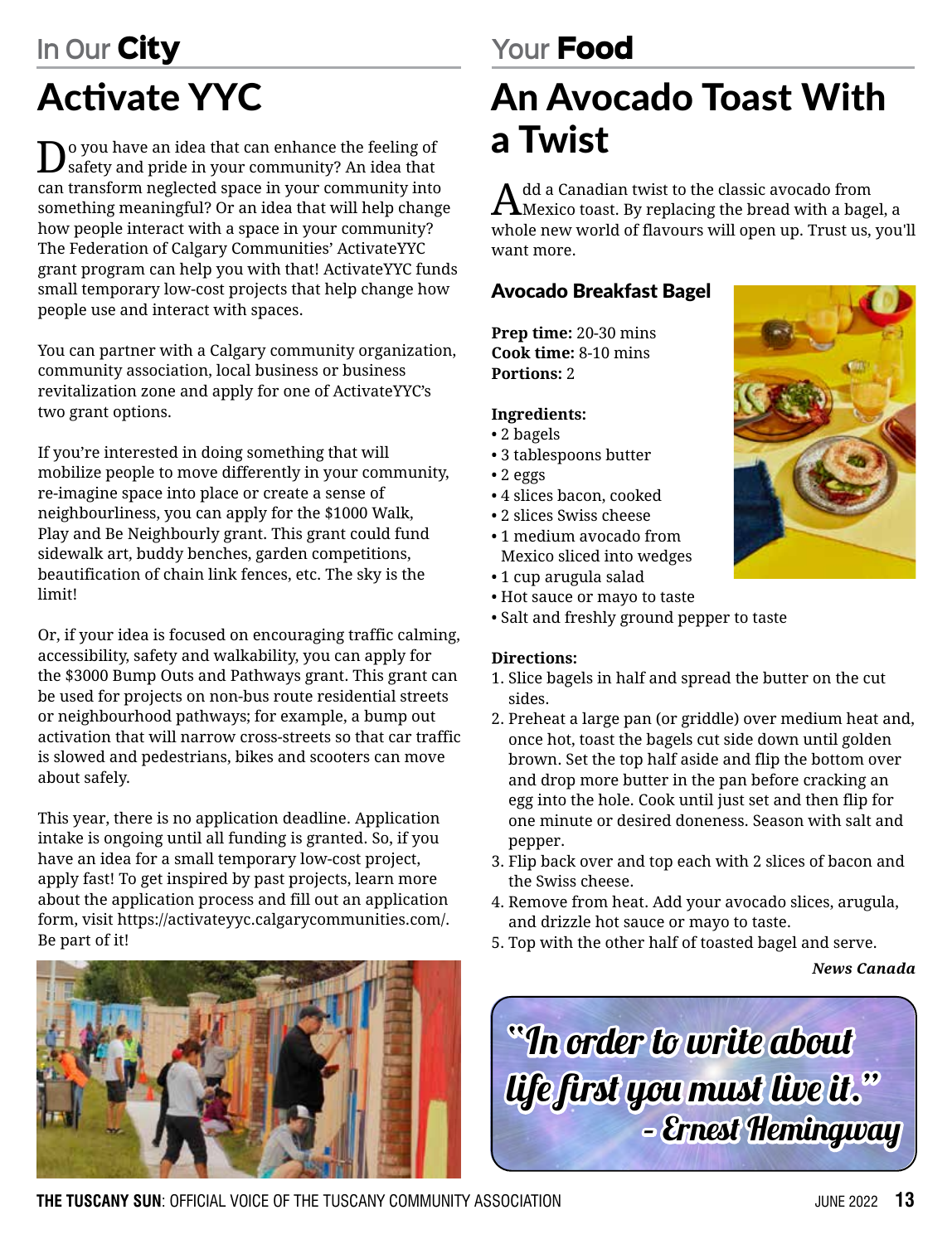## In Our City

# Activate YYC

Do you have an idea that can enhance the feeling of safety and pride in your community? An idea that can transform neglected space in your community into something meaningful? Or an idea that will help change how people interact with a space in your community? The Federation of Calgary Communities' ActivateYYC grant program can help you with that! ActivateYYC funds small temporary low-cost projects that help change how people use and interact with spaces.

You can partner with a Calgary community organization, community association, local business or business revitalization zone and apply for one of ActivateYYC's two grant options.

If you're interested in doing something that will mobilize people to move differently in your community, re-imagine space into place or create a sense of neighbourliness, you can apply for the $1000 Walk, Play and Be Neighbourly grant. This grant could fund sidewalk art, buddy benches, garden competitions, beautification of chain link fences, etc. The sky is the limit!

Or, if your idea is focused on encouraging traffic calming, accessibility, safety and walkability, you can apply for the $3000 Bump Outs and Pathways grant. This grant can be used for projects on non-bus route residential streets or neighbourhood pathways; for example, a bump out activation that will narrow cross-streets so that car traffic is slowed and pedestrians, bikes and scooters can move about safely.

This year, there is no application deadline. Application intake is ongoing until all funding is granted. So, if you have an idea for a small temporary low-cost project, apply fast! To get inspired by past projects, learn more about the application process and fill out an application form, visit https://activateyyc.calgarycommunities.com/. Be part of it!

## Your Food

# An Avocado Toast With a Twist

Add a Canadian twist to the classic avocado from Mexico toast. By replacing the bread with a bagel, a whole new world of flavours will open up. Trust us, you'll want more.

### Avocado Breakfast Bagel

**Prep time:** 20-30 mins
**Cook time:** 8-10 mins
**Portions:** 2

**Ingredients:**

- 2 bagels
- 3 tablespoons butter
- 2 eggs
- 4 slices bacon, cooked
- 2 slices Swiss cheese
- 1 medium avocado from Mexico sliced into wedges
- 1 cup arugula salad
- Hot sauce or mayo to taste
- Salt and freshly ground pepper to taste

**Directions:**

1. Slice bagels in half and spread the butter on the cut sides.
2. Preheat a large pan (or griddle) over medium heat and, once hot, toast the bagels cut side down until golden brown. Set the top half aside and flip the bottom over and drop more butter in the pan before cracking an egg into the hole. Cook until just set and then flip for one minute or desired doneness. Season with salt and pepper.
3. Flip back over and top each with 2 slices of bacon and the Swiss cheese.
4. Remove from heat. Add your avocado slices, arugula, and drizzle hot sauce or mayo to taste.
5. Top with the other half of toasted bagel and serve.

***News Canada***

"In order to write about life first you must live it."
– Ernest Hemingway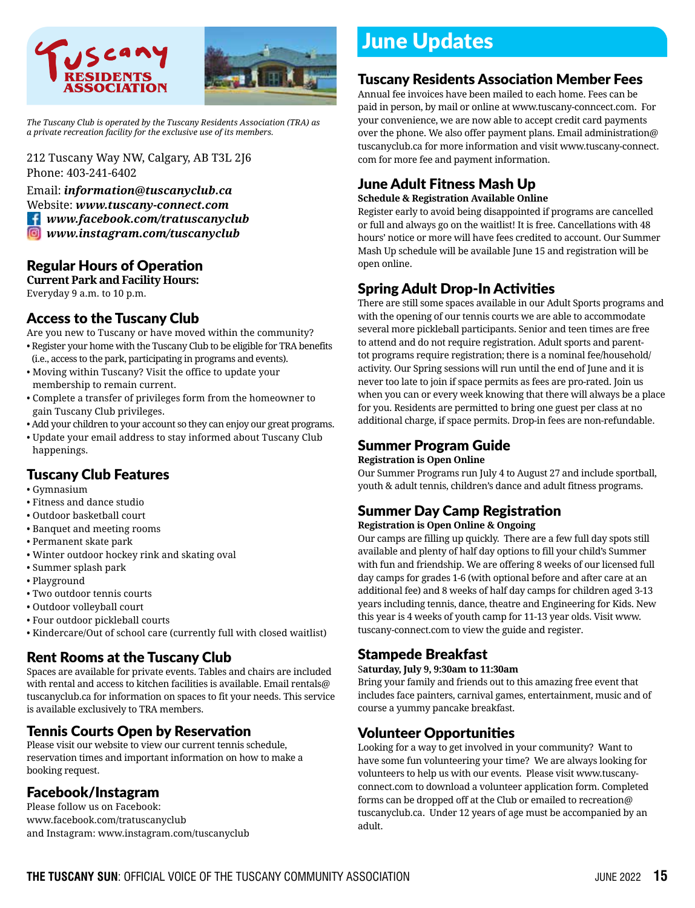# Tuscany Residents Association

*The Tuscany Club is operated by the Tuscany Residents Association (TRA) as a private recreation facility for the exclusive use of its members.*

212 Tuscany Way NW, Calgary, AB T3L 2J6
Phone: 403-241-6402

Email: ***information@tuscanyclub.ca***
Website: ***www.tuscany-connect.com***
***www.facebook.com/tratuscanyclub***
***www.instagram.com/tuscanyclub***

## Regular Hours of Operation

**Current Park and Facility Hours:**
Everyday 9 a.m. to 10 p.m.

## Access to the Tuscany Club

Are you new to Tuscany or have moved within the community?

- Register your home with the Tuscany Club to be eligible for TRA benefits (i.e., access to the park, participating in programs and events).
- Moving within Tuscany? Visit the office to update your membership to remain current.
- Complete a transfer of privileges form from the homeowner to gain Tuscany Club privileges.
- Add your children to your account so they can enjoy our great programs.
- Update your email address to stay informed about Tuscany Club happenings.

## Tuscany Club Features

- Gymnasium
- Fitness and dance studio
- Outdoor basketball court
- Banquet and meeting rooms
- Permanent skate park
- Winter outdoor hockey rink and skating oval
- Summer splash park
- Playground
- Two outdoor tennis courts
- Outdoor volleyball court
- Four outdoor pickleball courts
- Kindercare/Out of school care (currently full with closed waitlist)

## Rent Rooms at the Tuscany Club

Spaces are available for private events. Tables and chairs are included with rental and access to kitchen facilities is available. Email rentals@tuscanyclub.ca for information on spaces to fit your needs. This service is available exclusively to TRA members.

## Tennis Courts Open by Reservation

Please visit our website to view our current tennis schedule, reservation times and important information on how to make a booking request.

## Facebook/Instagram

Please follow us on Facebook:
www.facebook.com/tratuscanyclub
and Instagram: www.instagram.com/tuscanyclub

# June Updates

## Tuscany Residents Association Member Fees

Annual fee invoices have been mailed to each home. Fees can be paid in person, by mail or online at www.tuscany-conncect.com. For your convenience, we are now able to accept credit card payments over the phone. We also offer payment plans. Email administration@tuscanyclub.ca for more information and visit www.tuscany-connect.com for more fee and payment information.

## June Adult Fitness Mash Up

**Schedule & Registration Available Online**

Register early to avoid being disappointed if programs are cancelled or full and always go on the waitlist! It is free. Cancellations with 48 hours' notice or more will have fees credited to account. Our Summer Mash Up schedule will be available June 15 and registration will be open online.

## Spring Adult Drop-In Activities

There are still some spaces available in our Adult Sports programs and with the opening of our tennis courts we are able to accommodate several more pickleball participants. Senior and teen times are free to attend and do not require registration. Adult sports and parent-tot programs require registration; there is a nominal fee/household/activity. Our Spring sessions will run until the end of June and it is never too late to join if space permits as fees are pro-rated. Join us when you can or every week knowing that there will always be a place for you. Residents are permitted to bring one guest per class at no additional charge, if space permits. Drop-in fees are non-refundable.

## Summer Program Guide

**Registration is Open Online**

Our Summer Programs run July 4 to August 27 and include sportball, youth & adult tennis, children's dance and adult fitness programs.

## Summer Day Camp Registration

**Registration is Open Online & Ongoing**

Our camps are filling up quickly. There are a few full day spots still available and plenty of half day options to fill your child's Summer with fun and friendship. We are offering 8 weeks of our licensed full day camps for grades 1-6 (with optional before and after care at an additional fee) and 8 weeks of half day camps for children aged 3-13 years including tennis, dance, theatre and Engineering for Kids. New this year is 4 weeks of youth camp for 11-13 year olds. Visit www.tuscany-connect.com to view the guide and register.

## Stampede Breakfast

**Saturday, July 9, 9:30am to 11:30am**

Bring your family and friends out to this amazing free event that includes face painters, carnival games, entertainment, music and of course a yummy pancake breakfast.

## Volunteer Opportunities

Looking for a way to get involved in your community? Want to have some fun volunteering your time? We are always looking for volunteers to help us with our events. Please visit www.tuscany-connect.com to download a volunteer application form. Completed forms can be dropped off at the Club or emailed to recreation@tuscanyclub.ca. Under 12 years of age must be accompanied by an adult.